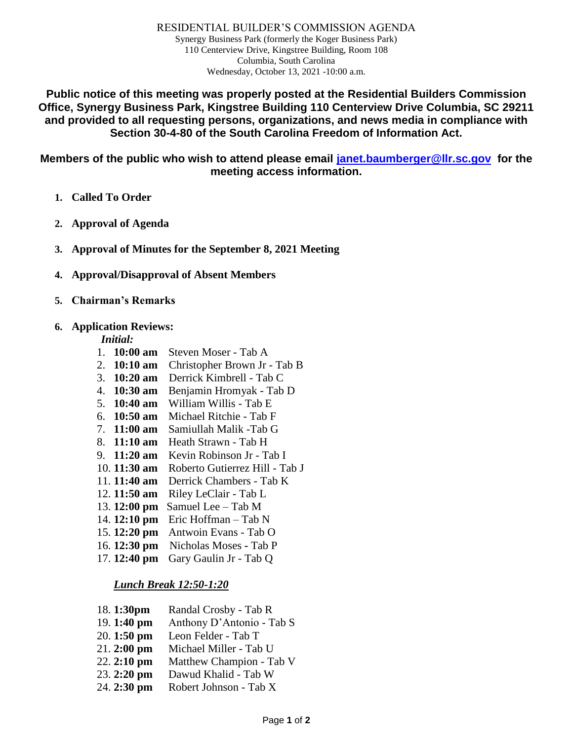# RESIDENTIAL BUILDER'S COMMISSION AGENDA

Synergy Business Park (formerly the Koger Business Park)
110 Centerview Drive, Kingstree Building, Room 108
Columbia, South Carolina
Wednesday, October 13, 2021 -10:00 a.m.

**Public notice of this meeting was properly posted at the Residential Builders Commission Office, Synergy Business Park, Kingstree Building 110 Centerview Drive Columbia, SC 29211 and provided to all requesting persons, organizations, and news media in compliance with Section 30-4-80 of the South Carolina Freedom of Information Act.**

**Members of the public who wish to attend please email janet.baumberger@llr.sc.gov for the meeting access information.**

1. **Called To Order**
2. **Approval of Agenda**
3. **Approval of Minutes for the September 8, 2021 Meeting**
4. **Approval/Disapproval of Absent Members**
5. **Chairman's Remarks**
6. **Application Reviews:**

   ***Initial:***

   1. **10:00 am** Steven Moser - Tab A
   2. **10:10 am** Christopher Brown Jr - Tab B
   3. **10:20 am** Derrick Kimbrell - Tab C
   4. **10:30 am** Benjamin Hromyak - Tab D
   5. **10:40 am** William Willis - Tab E
   6. **10:50 am** Michael Ritchie - Tab F
   7. **11:00 am** Samiullah Malik -Tab G
   8. **11:10 am** Heath Strawn - Tab H
   9. **11:20 am** Kevin Robinson Jr - Tab I
   10. **11:30 am** Roberto Gutierrez Hill - Tab J
   11. **11:40 am** Derrick Chambers - Tab K
   12. **11:50 am** Riley LeClair - Tab L
   13. **12:00 pm** Samuel Lee – Tab M
   14. **12:10 pm** Eric Hoffman – Tab N
   15. **12:20 pm** Antwoin Evans - Tab O
   16. **12:30 pm** Nicholas Moses - Tab P
   17. **12:40 pm** Gary Gaulin Jr - Tab Q

   ***Lunch Break 12:50-1:20***

   18. **1:30pm** Randal Crosby - Tab R
   19. **1:40 pm** Anthony D'Antonio - Tab S
   20. **1:50 pm** Leon Felder - Tab T
   21. **2:00 pm** Michael Miller - Tab U
   22. **2:10 pm** Matthew Champion - Tab V
   23. **2:20 pm** Dawud Khalid - Tab W
   24. **2:30 pm** Robert Johnson - Tab X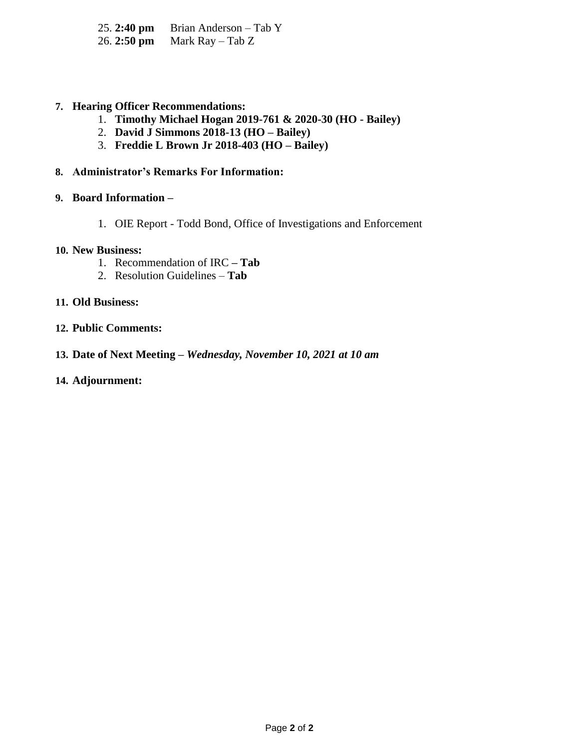25. **2:40 pm** Brian Anderson – Tab Y
26. **2:50 pm** Mark Ray – Tab Z

**7. Hearing Officer Recommendations:**

1. **Timothy Michael Hogan 2019-761 & 2020-30 (HO - Bailey)**
2. **David J Simmons 2018-13 (HO – Bailey)**
3. **Freddie L Brown Jr 2018-403 (HO – Bailey)**

**8. Administrator's Remarks For Information:**

**9. Board Information –**

1. OIE Report - Todd Bond, Office of Investigations and Enforcement

**10. New Business:**

1. Recommendation of IRC **– Tab**
2. Resolution Guidelines – **Tab**

**11. Old Business:**

**12. Public Comments:**

**13. Date of Next Meeting –** ***Wednesday, November 10, 2021 at 10 am***

**14. Adjournment:**